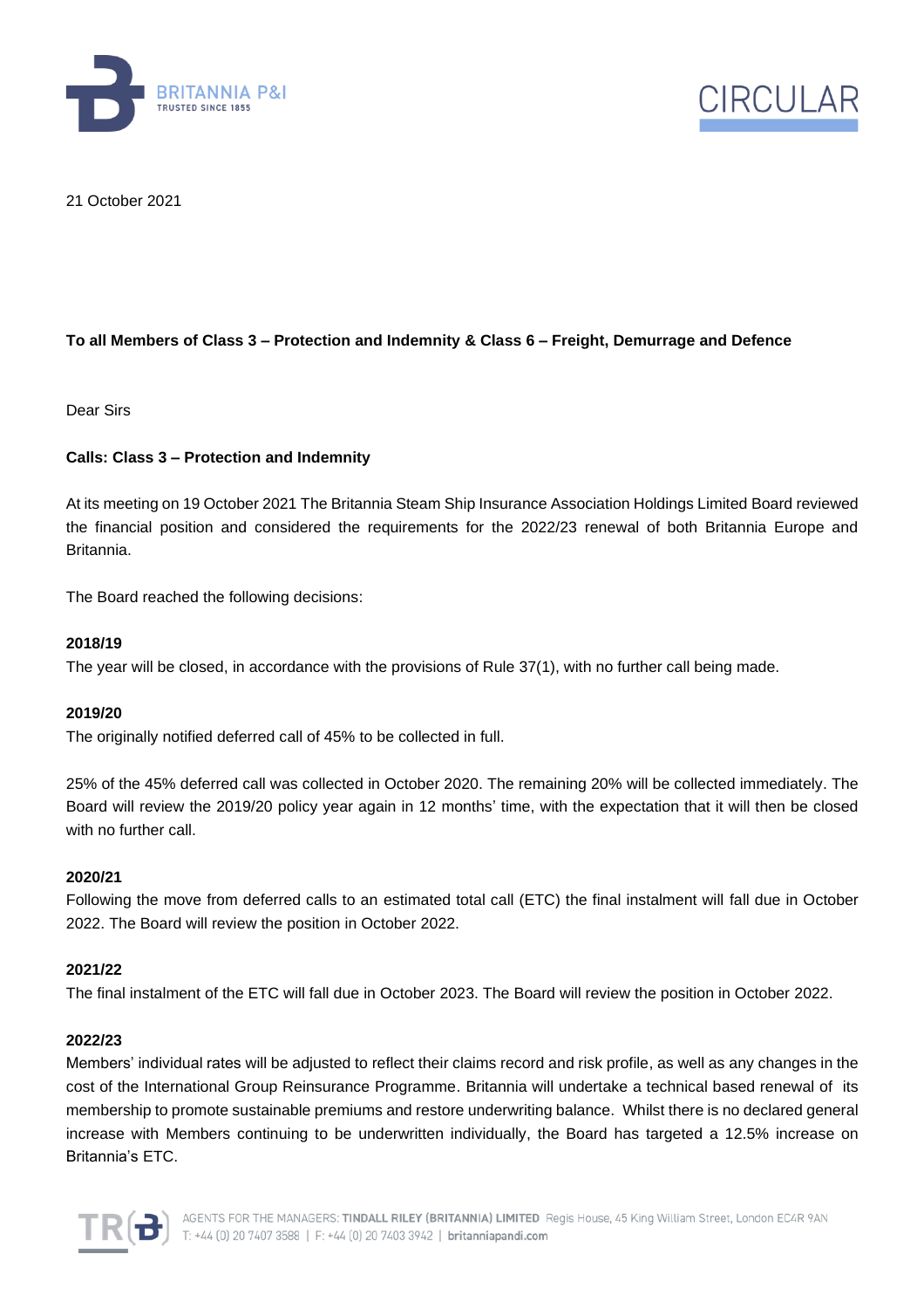CIRCULAR

21 October 2021

**To all Members of Class 3 – Protection and Indemnity & Class 6 – Freight, Demurrage and Defence**

Dear Sirs

**Calls: Class 3 – Protection and Indemnity**

At its meeting on 19 October 2021 The Britannia Steam Ship Insurance Association Holdings Limited Board reviewed the financial position and considered the requirements for the 2022/23 renewal of both Britannia Europe and Britannia.

The Board reached the following decisions:

**2018/19**
The year will be closed, in accordance with the provisions of Rule 37(1), with no further call being made.

**2019/20**
The originally notified deferred call of 45% to be collected in full.

25% of the 45% deferred call was collected in October 2020. The remaining 20% will be collected immediately. The Board will review the 2019/20 policy year again in 12 months' time, with the expectation that it will then be closed with no further call.

**2020/21**
Following the move from deferred calls to an estimated total call (ETC) the final instalment will fall due in October 2022. The Board will review the position in October 2022.

**2021/22**
The final instalment of the ETC will fall due in October 2023. The Board will review the position in October 2022.

**2022/23**
Members' individual rates will be adjusted to reflect their claims record and risk profile, as well as any changes in the cost of the International Group Reinsurance Programme. Britannia will undertake a technical based renewal of its membership to promote sustainable premiums and restore underwriting balance. Whilst there is no declared general increase with Members continuing to be underwritten individually, the Board has targeted a 12.5% increase on Britannia's ETC.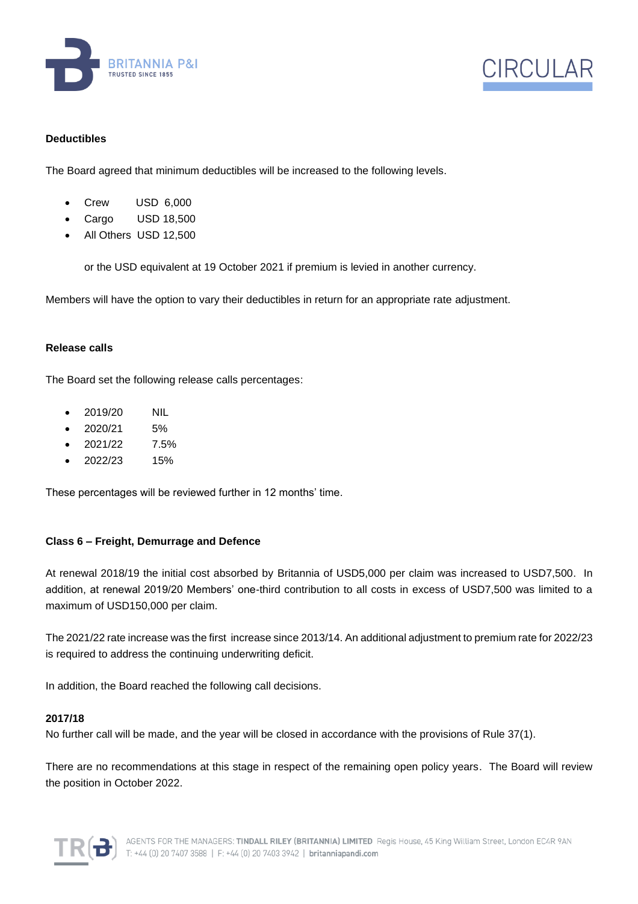### Deductibles

The Board agreed that minimum deductibles will be increased to the following levels.

- Crew USD 6,000
- Cargo USD 18,500
- All Others USD 12,500

  or the USD equivalent at 19 October 2021 if premium is levied in another currency.

Members will have the option to vary their deductibles in return for an appropriate rate adjustment.

### Release calls

The Board set the following release calls percentages:

- 2019/20 NIL
- 2020/21 5%
- 2021/22 7.5%
- 2022/23 15%

These percentages will be reviewed further in 12 months' time.

### Class 6 – Freight, Demurrage and Defence

At renewal 2018/19 the initial cost absorbed by Britannia of USD5,000 per claim was increased to USD7,500. In addition, at renewal 2019/20 Members' one-third contribution to all costs in excess of USD7,500 was limited to a maximum of USD150,000 per claim.

The 2021/22 rate increase was the first increase since 2013/14. An additional adjustment to premium rate for 2022/23 is required to address the continuing underwriting deficit.

In addition, the Board reached the following call decisions.

**2017/18**

No further call will be made, and the year will be closed in accordance with the provisions of Rule 37(1).

There are no recommendations at this stage in respect of the remaining open policy years. The Board will review the position in October 2022.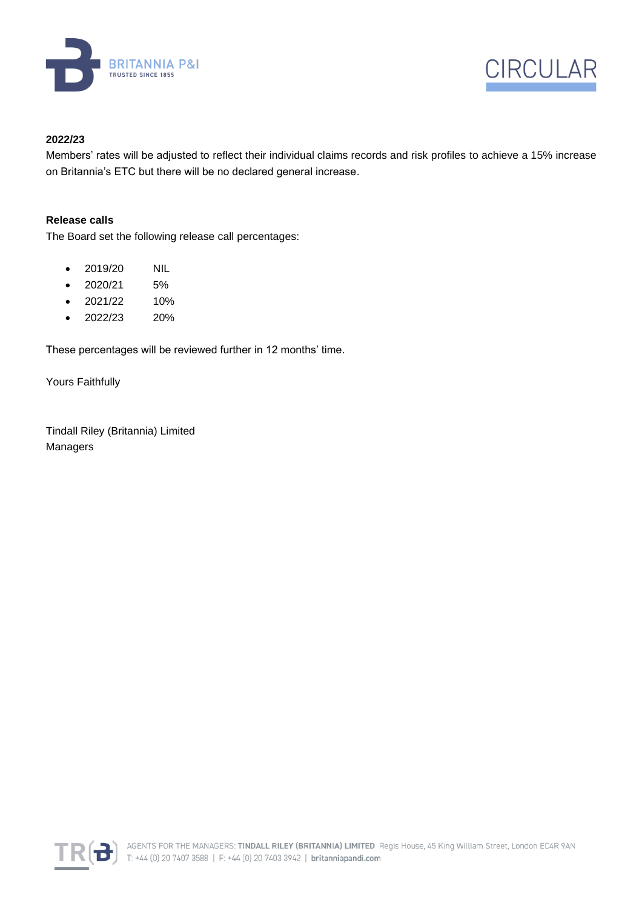**2022/23**

Members' rates will be adjusted to reflect their individual claims records and risk profiles to achieve a 15% increase on Britannia's ETC but there will be no declared general increase.

**Release calls**

The Board set the following release call percentages:

- 2019/20 NIL
- 2020/21 5%
- 2021/22 10%
- 2022/23 20%

These percentages will be reviewed further in 12 months' time.

Yours Faithfully

Tindall Riley (Britannia) Limited
Managers